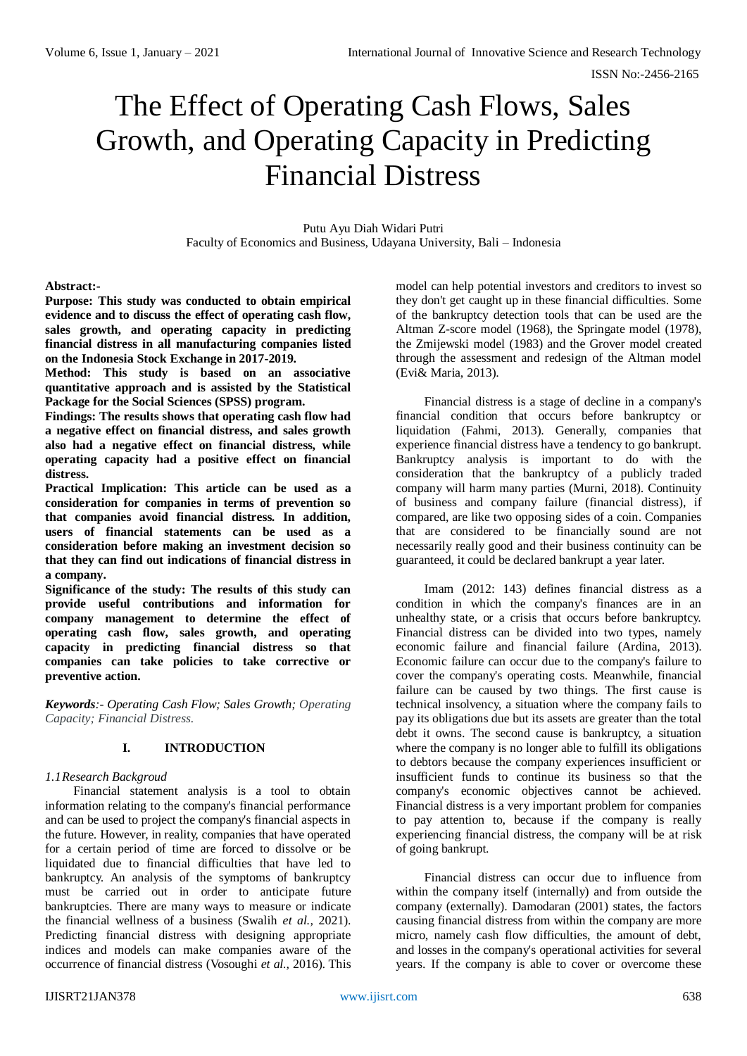# The Effect of Operating Cash Flows, Sales Growth, and Operating Capacity in Predicting Financial Distress

Putu Ayu Diah Widari Putri
Faculty of Economics and Business, Udayana University, Bali – Indonesia

**Abstract:-**

**Purpose: This study was conducted to obtain empirical evidence and to discuss the effect of operating cash flow, sales growth, and operating capacity in predicting financial distress in all manufacturing companies listed on the Indonesia Stock Exchange in 2017-2019.**

**Method: This study is based on an associative quantitative approach and is assisted by the Statistical Package for the Social Sciences (SPSS) program.**

**Findings: The results shows that operating cash flow had a negative effect on financial distress, and sales growth also had a negative effect on financial distress, while operating capacity had a positive effect on financial distress.**

**Practical Implication: This article can be used as a consideration for companies in terms of prevention so that companies avoid financial distress. In addition, users of financial statements can be used as a consideration before making an investment decision so that they can find out indications of financial distress in a company.**

**Significance of the study: The results of this study can provide useful contributions and information for company management to determine the effect of operating cash flow, sales growth, and operating capacity in predicting financial distress so that companies can take policies to take corrective or preventive action.**

***Keywords****:- Operating Cash Flow; Sales Growth; Operating Capacity; Financial Distress.*

## I. INTRODUCTION

### *1.1 Research Backgroud*

Financial statement analysis is a tool to obtain information relating to the company's financial performance and can be used to project the company's financial aspects in the future. However, in reality, companies that have operated for a certain period of time are forced to dissolve or be liquidated due to financial difficulties that have led to bankruptcy. An analysis of the symptoms of bankruptcy must be carried out in order to anticipate future bankruptcies. There are many ways to measure or indicate the financial wellness of a business (Swalih *et al.,* 2021). Predicting financial distress with designing appropriate indices and models can make companies aware of the occurrence of financial distress (Vosoughi *et al.,* 2016). This model can help potential investors and creditors to invest so they don't get caught up in these financial difficulties. Some of the bankruptcy detection tools that can be used are the Altman Z-score model (1968), the Springate model (1978), the Zmijewski model (1983) and the Grover model created through the assessment and redesign of the Altman model (Evi& Maria, 2013).

Financial distress is a stage of decline in a company's financial condition that occurs before bankruptcy or liquidation (Fahmi, 2013). Generally, companies that experience financial distress have a tendency to go bankrupt. Bankruptcy analysis is important to do with the consideration that the bankruptcy of a publicly traded company will harm many parties (Murni, 2018). Continuity of business and company failure (financial distress), if compared, are like two opposing sides of a coin. Companies that are considered to be financially sound are not necessarily really good and their business continuity can be guaranteed, it could be declared bankrupt a year later.

Imam (2012: 143) defines financial distress as a condition in which the company's finances are in an unhealthy state, or a crisis that occurs before bankruptcy. Financial distress can be divided into two types, namely economic failure and financial failure (Ardina, 2013). Economic failure can occur due to the company's failure to cover the company's operating costs. Meanwhile, financial failure can be caused by two things. The first cause is technical insolvency, a situation where the company fails to pay its obligations due but its assets are greater than the total debt it owns. The second cause is bankruptcy, a situation where the company is no longer able to fulfill its obligations to debtors because the company experiences insufficient or insufficient funds to continue its business so that the company's economic objectives cannot be achieved. Financial distress is a very important problem for companies to pay attention to, because if the company is really experiencing financial distress, the company will be at risk of going bankrupt.

Financial distress can occur due to influence from within the company itself (internally) and from outside the company (externally). Damodaran (2001) states, the factors causing financial distress from within the company are more micro, namely cash flow difficulties, the amount of debt, and losses in the company's operational activities for several years. If the company is able to cover or overcome these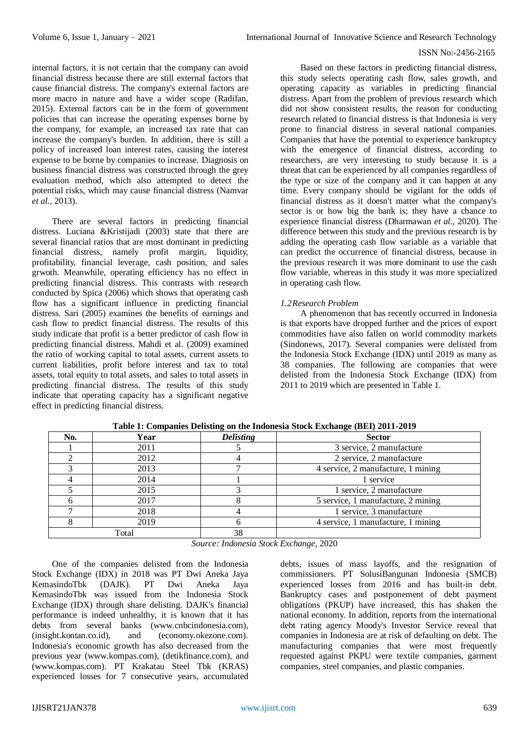internal factors, it is not certain that the company can avoid financial distress because there are still external factors that cause financial distress. The company's external factors are more macro in nature and have a wider scope (Radifan, 2015). External factors can be in the form of government policies that can increase the operating expenses borne by the company, for example, an increased tax rate that can increase the company's burden. In addition, there is still a policy of increased loan interest rates, causing the interest expense to be borne by companies to increase. Diagnosis on business financial distress was constructed through the grey evaluation method, which also attempted to detect the potential risks, which may cause financial distress (Namvar *et al.,* 2013).

There are several factors in predicting financial distress. Luciana &Kristijadi (2003) state that there are several financial ratios that are most dominant in predicting financial distress, namely profit margin, liquidity, profitability, financial leverage, cash position, and sales grwoth. Meanwhile, operating efficiency has no effect in predicting financial distress. This contrasts with research conducted by Spica (2006) which shows that operating cash flow has a significant influence in predicting financial distress. Sari (2005) examines the benefits of earnings and cash flow to predict financial distress. The results of this study indicate that profit is a better predictor of cash flow in predicting financial distress. Mahdi et al. (2009) examined the ratio of working capital to total assets, current assets to current liabilities, profit before interest and tax to total assets, total equity to total assets, and sales to total assets in predicting financial distress. The results of this study indicate that operating capacity has a significant negative effect in predicting financial distress.

Based on these factors in predicting financial distress, this study selects operating cash flow, sales growth, and operating capacity as variables in predicting financial distress. Apart from the problem of previous research which did not show consistent results, the reason for conducting research related to financial distress is that Indonesia is very prone to financial distress in several national companies. Companies that have the potential to experience bankruptcy with the emergence of financial distress, according to researchers, are very interesting to study because it is a threat that can be experienced by all companies regardless of the type or size of the company and it can happen at any time. Every company should be vigilant for the odds of financial distress as it doesn't matter what the company's sector is or how big the bank is; they have a chance to experience financial distress (Dharmawan *et al.,* 2020). The difference between this study and the previous research is by adding the operating cash flow variable as a variable that can predict the occurrence of financial distress, because in the previous research it was more dominant to use the cash flow variable, whereas in this study it was more specialized in operating cash flow.

### *1.2 Research Problem*

A phenomenon that has recently occurred in Indonesia is that exports have dropped further and the prices of export commodities have also fallen on world commodity markets (Sindonews, 2017). Several companies were delisted from the Indonesia Stock Exchange (IDX) until 2019 as many as 38 companies. The following are companies that were delisted from the Indonesia Stock Exchange (IDX) from 2011 to 2019 which are presented in Table 1.

**Table 1: Companies Delisting on the Indonesia Stock Exchange (BEI) 2011-2019**

| No. | Year | *Delisting* | Sector |
|---|---|---|---|
| 1 | 2011 | 5 | 3 service, 2 manufacture |
| 2 | 2012 | 4 | 2 service, 2 manufacture |
| 3 | 2013 | 7 | 4 service, 2 manufacture, 1 mining |
| 4 | 2014 | 1 | 1 service |
| 5 | 2015 | 3 | 1 service, 2 manufacture |
| 6 | 2017 | 8 | 5 service, 1 manufacture, 2 mining |
| 7 | 2018 | 4 | 1 service, 3 manufacture |
| 8 | 2019 | 6 | 4 service, 1 manufacture, 1 mining |
| Total | | 38 | |

*Source: Indonesia Stock Exchange*, 2020

One of the companies delisted from the Indonesia Stock Exchange (IDX) in 2018 was PT Dwi Aneka Jaya KemasindoTbk (DAJK). PT Dwi Aneka Jaya KemasindoTbk was issued from the Indonesia Stock Exchange (IDX) through share delisting. DAJK's financial performance is indeed unhealthy, it is known that it has debts from several banks (www.cnbcindonesia.com), (insight.kontan.co.id), and (economy.okezone.com). Indonesia's economic growth has also decreased from the previous year (www.kompas.com), (detikfinance.com), and (www.kompas.com). PT Krakatau Steel Tbk (KRAS) experienced losses for 7 consecutive years, accumulated debts, issues of mass layoffs, and the resignation of commissioners. PT SolusiBangunan Indonesia (SMCB) experienced losses from 2016 and has built-in debt. Bankruptcy cases and postponement of debt payment obligations (PKUP) have increased, this has shaken the national economy. In addition, reports from the international debt rating agency Moody's Investor Service reveal that companies in Indonesia are at risk of defaulting on debt. The manufacturing companies that were most frequently requested against PKPU were textile companies, garment companies, steel companies, and plastic companies.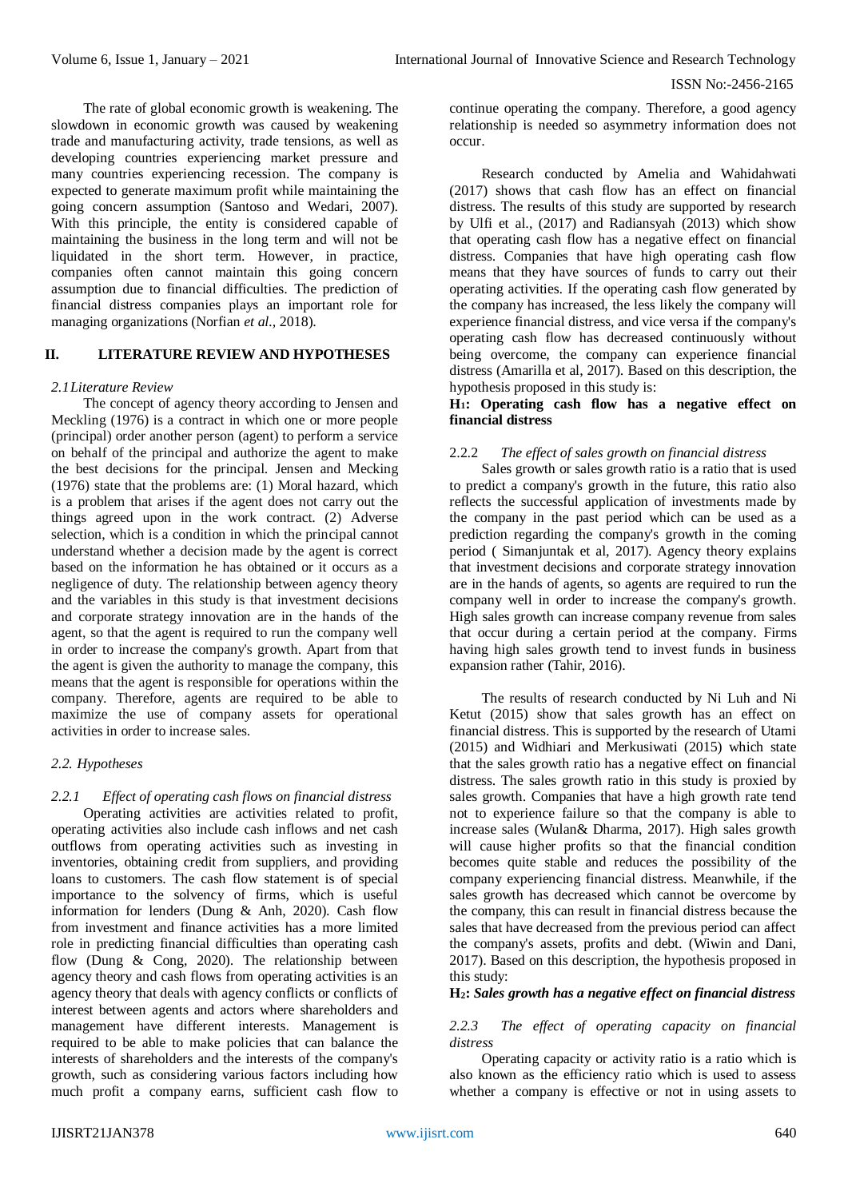The rate of global economic growth is weakening. The slowdown in economic growth was caused by weakening trade and manufacturing activity, trade tensions, as well as developing countries experiencing market pressure and many countries experiencing recession. The company is expected to generate maximum profit while maintaining the going concern assumption (Santoso and Wedari, 2007). With this principle, the entity is considered capable of maintaining the business in the long term and will not be liquidated in the short term. However, in practice, companies often cannot maintain this going concern assumption due to financial difficulties. The prediction of financial distress companies plays an important role for managing organizations (Norfian *et al.,* 2018).

## II. LITERATURE REVIEW AND HYPOTHESES

### *2.1Literature Review*

The concept of agency theory according to Jensen and Meckling (1976) is a contract in which one or more people (principal) order another person (agent) to perform a service on behalf of the principal and authorize the agent to make the best decisions for the principal. Jensen and Mecking (1976) state that the problems are: (1) Moral hazard, which is a problem that arises if the agent does not carry out the things agreed upon in the work contract. (2) Adverse selection, which is a condition in which the principal cannot understand whether a decision made by the agent is correct based on the information he has obtained or it occurs as a negligence of duty. The relationship between agency theory and the variables in this study is that investment decisions and corporate strategy innovation are in the hands of the agent, so that the agent is required to run the company well in order to increase the company's growth. Apart from that the agent is given the authority to manage the company, this means that the agent is responsible for operations within the company. Therefore, agents are required to be able to maximize the use of company assets for operational activities in order to increase sales.

### *2.2. Hypotheses*

#### *2.2.1 Effect of operating cash flows on financial distress*

Operating activities are activities related to profit, operating activities also include cash inflows and net cash outflows from operating activities such as investing in inventories, obtaining credit from suppliers, and providing loans to customers. The cash flow statement is of special importance to the solvency of firms, which is useful information for lenders (Dung & Anh, 2020). Cash flow from investment and finance activities has a more limited role in predicting financial difficulties than operating cash flow (Dung & Cong, 2020). The relationship between agency theory and cash flows from operating activities is an agency theory that deals with agency conflicts or conflicts of interest between agents and actors where shareholders and management have different interests. Management is required to be able to make policies that can balance the interests of shareholders and the interests of the company's growth, such as considering various factors including how much profit a company earns, sufficient cash flow to continue operating the company. Therefore, a good agency relationship is needed so asymmetry information does not occur.

Research conducted by Amelia and Wahidahwati (2017) shows that cash flow has an effect on financial distress. The results of this study are supported by research by Ulfi et al., (2017) and Radiansyah (2013) which show that operating cash flow has a negative effect on financial distress. Companies that have high operating cash flow means that they have sources of funds to carry out their operating activities. If the operating cash flow generated by the company has increased, the less likely the company will experience financial distress, and vice versa if the company's operating cash flow has decreased continuously without being overcome, the company can experience financial distress (Amarilla et al, 2017). Based on this description, the hypothesis proposed in this study is:

**H$_1$: Operating cash flow has a negative effect on financial distress**

#### 2.2.2 *The effect of sales growth on financial distress*

Sales growth or sales growth ratio is a ratio that is used to predict a company's growth in the future, this ratio also reflects the successful application of investments made by the company in the past period which can be used as a prediction regarding the company's growth in the coming period ( Simanjuntak et al, 2017). Agency theory explains that investment decisions and corporate strategy innovation are in the hands of agents, so agents are required to run the company well in order to increase the company's growth. High sales growth can increase company revenue from sales that occur during a certain period at the company. Firms having high sales growth tend to invest funds in business expansion rather (Tahir, 2016).

The results of research conducted by Ni Luh and Ni Ketut (2015) show that sales growth has an effect on financial distress. This is supported by the research of Utami (2015) and Widhiari and Merkusiwati (2015) which state that the sales growth ratio has a negative effect on financial distress. The sales growth ratio in this study is proxied by sales growth. Companies that have a high growth rate tend not to experience failure so that the company is able to increase sales (Wulan& Dharma, 2017). High sales growth will cause higher profits so that the financial condition becomes quite stable and reduces the possibility of the company experiencing financial distress. Meanwhile, if the sales growth has decreased which cannot be overcome by the company, this can result in financial distress because the sales that have decreased from the previous period can affect the company's assets, profits and debt. (Wiwin and Dani, 2017). Based on this description, the hypothesis proposed in this study:

**H$_2$: *Sales growth has a negative effect on financial distress***

#### *2.2.3 The effect of operating capacity on financial distress*

Operating capacity or activity ratio is a ratio which is also known as the efficiency ratio which is used to assess whether a company is effective or not in using assets to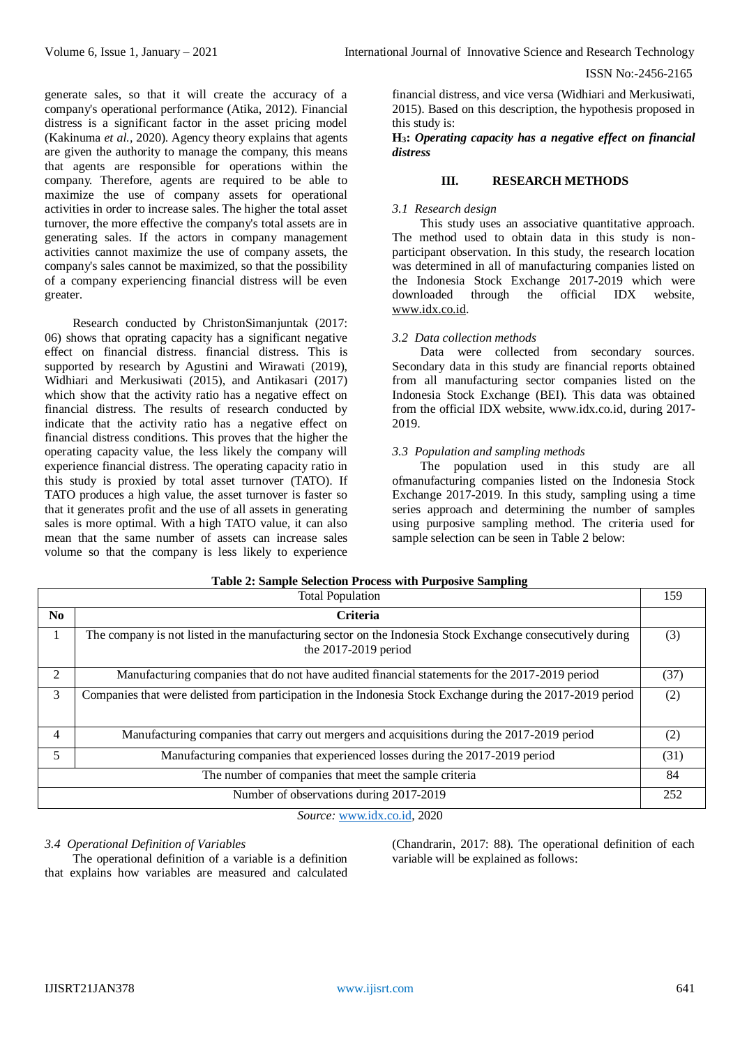generate sales, so that it will create the accuracy of a company's operational performance (Atika, 2012). Financial distress is a significant factor in the asset pricing model (Kakinuma *et al.*, 2020). Agency theory explains that agents are given the authority to manage the company, this means that agents are responsible for operations within the company. Therefore, agents are required to be able to maximize the use of company assets for operational activities in order to increase sales. The higher the total asset turnover, the more effective the company's total assets are in generating sales. If the actors in company management activities cannot maximize the use of company assets, the company's sales cannot be maximized, so that the possibility of a company experiencing financial distress will be even greater.

Research conducted by ChristonSimanjuntak (2017: 06) shows that oprating capacity has a significant negative effect on financial distress. financial distress. This is supported by research by Agustini and Wirawati (2019), Widhiari and Merkusiwati (2015), and Antikasari (2017) which show that the activity ratio has a negative effect on financial distress. The results of research conducted by indicate that the activity ratio has a negative effect on financial distress conditions. This proves that the higher the operating capacity value, the less likely the company will experience financial distress. The operating capacity ratio in this study is proxied by total asset turnover (TATO). If TATO produces a high value, the asset turnover is faster so that it generates profit and the use of all assets in generating sales is more optimal. With a high TATO value, it can also mean that the same number of assets can increase sales volume so that the company is less likely to experience financial distress, and vice versa (Widhiari and Merkusiwati, 2015). Based on this description, the hypothesis proposed in this study is:

**$H_3$: *Operating capacity has a negative effect on financial distress***

## III. RESEARCH METHODS

### *3.1 Research design*

This study uses an associative quantitative approach. The method used to obtain data in this study is non-participant observation. In this study, the research location was determined in all of manufacturing companies listed on the Indonesia Stock Exchange 2017-2019 which were downloaded through the official IDX website, www.idx.co.id.

### *3.2 Data collection methods*

Data were collected from secondary sources. Secondary data in this study are financial reports obtained from all manufacturing sector companies listed on the Indonesia Stock Exchange (BEI). This data was obtained from the official IDX website, www.idx.co.id, during 2017-2019.

### *3.3 Population and sampling methods*

The population used in this study are all ofmanufacturing companies listed on the Indonesia Stock Exchange 2017-2019. In this study, sampling using a time series approach and determining the number of samples using purposive sampling method. The criteria used for sample selection can be seen in Table 2 below:

**Table 2: Sample Selection Process with Purposive Sampling**

| | Total Population | 159 |
|---|---|---|
| **No** | **Criteria** | |
| 1 | The company is not listed in the manufacturing sector on the Indonesia Stock Exchange consecutively during the 2017-2019 period | (3) |
| 2 | Manufacturing companies that do not have audited financial statements for the 2017-2019 period | (37) |
| 3 | Companies that were delisted from participation in the Indonesia Stock Exchange during the 2017-2019 period | (2) |
| 4 | Manufacturing companies that carry out mergers and acquisitions during the 2017-2019 period | (2) |
| 5 | Manufacturing companies that experienced losses during the 2017-2019 period | (31) |
| | The number of companies that meet the sample criteria | 84 |
| | Number of observations during 2017-2019 | 252 |

*Source:* www.idx.co.id, 2020

### *3.4 Operational Definition of Variables*

The operational definition of a variable is a definition that explains how variables are measured and calculated (Chandrarin, 2017: 88). The operational definition of each variable will be explained as follows: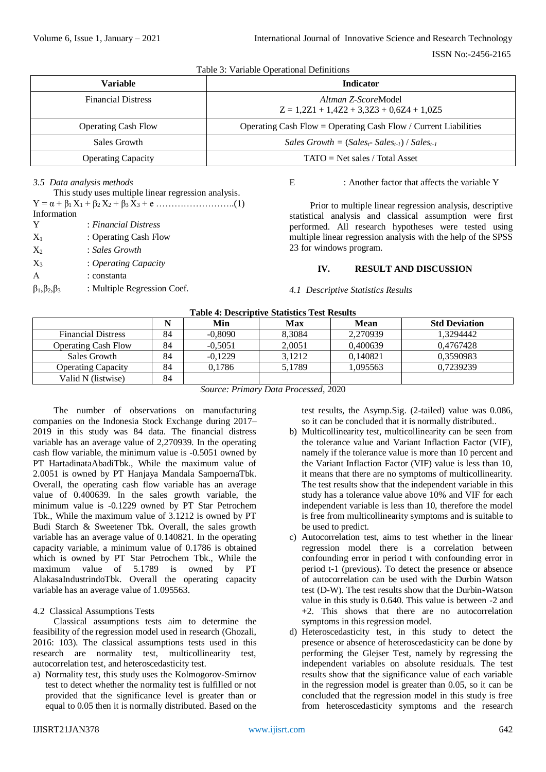Table 3: Variable Operational Definitions

| Variable | Indicator |
|---|---|
| Financial Distress | *Altman Z-Score*Model $Z = 1{,}2Z1 + 1{,}4Z2 + 3{,}3Z3 + 0{,}6Z4 + 1{,}0Z5$ |
| Operating Cash Flow | Operating Cash Flow = Operating Cash Flow / Current Liabilities |
| Sales Growth | *Sales Growth* = $(Sales_t - Sales_{t-1}) / Sales_{t-1}$ |
| Operating Capacity | TATO = Net sales / Total Asset |

### *3.5 Data analysis methods*

This study uses multiple linear regression analysis.

$Y = \alpha + \beta_1 X_1 + \beta_2 X_2 + \beta_3 X_3 + e$ ……………………..(1)

Information

- Y : *Financial Distress*
- $X_1$ : Operating Cash Flow
- $X_2$ : *Sales Growth*
- $X_3$ : *Operating Capacity*
- A : constanta
- $\beta_1, \beta_2, \beta_3$ : Multiple Regression Coef.
- E : Another factor that affects the variable Y

Prior to multiple linear regression analysis, descriptive statistical analysis and classical assumption were first performed. All research hypotheses were tested using multiple linear regression analysis with the help of the SPSS 23 for windows program.

## IV. RESULT AND DISCUSSION

### *4.1 Descriptive Statistics Results*

**Table 4: Descriptive Statistics Test Results**

| | N | Min | Max | Mean | Std Deviation |
|---|---|---|---|---|---|
| Financial Distress | 84 | -0,8090 | 8,3084 | 2,270939 | 1,3294442 |
| Operating Cash Flow | 84 | -0,5051 | 2,0051 | 0,400639 | 0,4767428 |
| Sales Growth | 84 | -0,1229 | 3,1212 | 0,140821 | 0,3590983 |
| Operating Capacity | 84 | 0,1786 | 5,1789 | 1,095563 | 0,7239239 |
| Valid N (listwise) | 84 | | | | |

*Source: Primary Data Processed*, 2020

The number of observations on manufacturing companies on the Indonesia Stock Exchange during 2017–2019 in this study was 84 data. The financial distress variable has an average value of 2,270939. In the operating cash flow variable, the minimum value is -0.5051 owned by PT HartadinataAbadiTbk., While the maximum value of 2.0051 is owned by PT Hanjaya Mandala SampoernaTbk. Overall, the operating cash flow variable has an average value of 0.400639. In the sales growth variable, the minimum value is -0.1229 owned by PT Star Petrochem Tbk., While the maximum value of 3.1212 is owned by PT Budi Starch & Sweetener Tbk. Overall, the sales growth variable has an average value of 0.140821. In the operating capacity variable, a minimum value of 0.1786 is obtained which is owned by PT Star Petrochem Tbk., While the maximum value of 5.1789 is owned by PT AlakasaIndustrindoTbk. Overall the operating capacity variable has an average value of 1.095563.

### 4.2 Classical Assumptions Tests

Classical assumptions tests aim to determine the feasibility of the regression model used in research (Ghozali, 2016: 103). The classical assumptions tests used in this research are normality test, multicollinearity test, autocorrelation test, and heteroscedasticity test.

a) Normality test, this study uses the Kolmogorov-Smirnov test to detect whether the normality test is fulfilled or not provided that the significance level is greater than or equal to 0.05 then it is normally distributed. Based on the test results, the Asymp.Sig. (2-tailed) value was 0.086, so it can be concluded that it is normally distributed..
b) Multicollinearity test, multicollinearity can be seen from the tolerance value and Variant Inflaction Factor (VIF), namely if the tolerance value is more than 10 percent and the Variant Inflaction Factor (VIF) value is less than 10, it means that there are no symptoms of multicollinearity. The test results show that the independent variable in this study has a tolerance value above 10% and VIF for each independent variable is less than 10, therefore the model is free from multicollinearity symptoms and is suitable to be used to predict.
c) Autocorrelation test, aims to test whether in the linear regression model there is a correlation between confounding error in period t with confounding error in period t-1 (previous). To detect the presence or absence of autocorrelation can be used with the Durbin Watson test (D-W). The test results show that the Durbin-Watson value in this study is 0.640. This value is between -2 and +2. This shows that there are no autocorrelation symptoms in this regression model.
d) Heteroscedasticity test, in this study to detect the presence or absence of heteroscedasticity can be done by performing the Glejser Test, namely by regressing the independent variables on absolute residuals. The test results show that the significance value of each variable in the regression model is greater than 0.05, so it can be concluded that the regression model in this study is free from heteroscedasticity symptoms and the research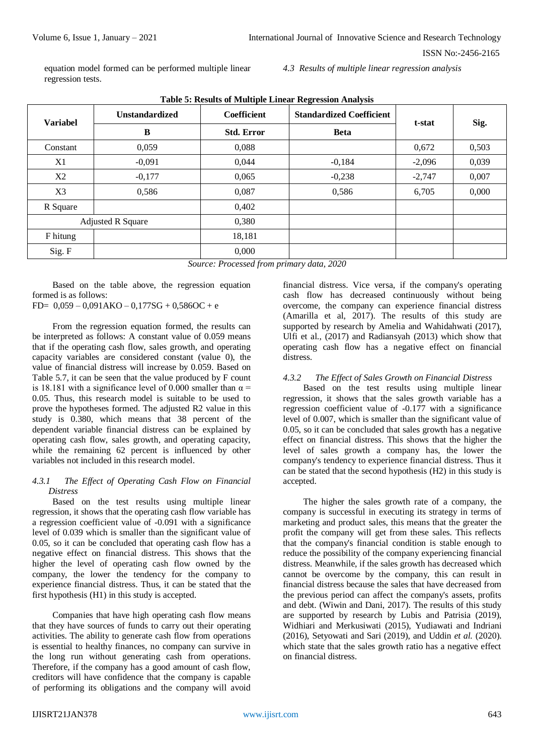equation model formed can be performed multiple linear regression tests.

*4.3 Results of multiple linear regression analysis*

**Table 5: Results of Multiple Linear Regression Analysis**

| Variabel | Unstandardized | Coefficient | Standardized Coefficient | t-stat | Sig. |
|---|---|---|---|---|---|
| | B | Std. Error | Beta | | |
| Constant | 0,059 | 0,088 | | 0,672 | 0,503 |
| X1 | -0,091 | 0,044 | -0,184 | -2,096 | 0,039 |
| X2 | -0,177 | 0,065 | -0,238 | -2,747 | 0,007 |
| X3 | 0,586 | 0,087 | 0,586 | 6,705 | 0,000 |
| R Square | | 0,402 | | | |
| Adjusted R Square | | 0,380 | | | |
| F hitung | | 18,181 | | | |
| Sig. F | | 0,000 | | | |

*Source: Processed from primary data, 2020*

Based on the table above, the regression equation formed is as follows:

FD= 0,059 – 0,091AKO – 0,177SG + 0,586OC + e

From the regression equation formed, the results can be interpreted as follows: A constant value of 0.059 means that if the operating cash flow, sales growth, and operating capacity variables are considered constant (value 0), the value of financial distress will increase by 0.059. Based on Table 5.7, it can be seen that the value produced by F count is 18.181 with a significance level of 0.000 smaller than $\alpha = 0.05$. Thus, this research model is suitable to be used to prove the hypotheses formed. The adjusted R2 value in this study is 0.380, which means that 38 percent of the dependent variable financial distress can be explained by operating cash flow, sales growth, and operating capacity, while the remaining 62 percent is influenced by other variables not included in this research model.

### *4.3.1 The Effect of Operating Cash Flow on Financial Distress*

Based on the test results using multiple linear regression, it shows that the operating cash flow variable has a regression coefficient value of -0.091 with a significance level of 0.039 which is smaller than the significant value of 0.05, so it can be concluded that operating cash flow has a negative effect on financial distress. This shows that the higher the level of operating cash flow owned by the company, the lower the tendency for the company to experience financial distress. Thus, it can be stated that the first hypothesis (H1) in this study is accepted.

Companies that have high operating cash flow means that they have sources of funds to carry out their operating activities. The ability to generate cash flow from operations is essential to healthy finances, no company can survive in the long run without generating cash from operations. Therefore, if the company has a good amount of cash flow, creditors will have confidence that the company is capable of performing its obligations and the company will avoid financial distress. Vice versa, if the company's operating cash flow has decreased continuously without being overcome, the company can experience financial distress (Amarilla et al, 2017). The results of this study are supported by research by Amelia and Wahidahwati (2017), Ulfi et al., (2017) and Radiansyah (2013) which show that operating cash flow has a negative effect on financial distress.

### *4.3.2 The Effect of Sales Growth on Financial Distress*

Based on the test results using multiple linear regression, it shows that the sales growth variable has a regression coefficient value of -0.177 with a significance level of 0.007, which is smaller than the significant value of 0.05, so it can be concluded that sales growth has a negative effect on financial distress. This shows that the higher the level of sales growth a company has, the lower the company's tendency to experience financial distress. Thus it can be stated that the second hypothesis (H2) in this study is accepted.

The higher the sales growth rate of a company, the company is successful in executing its strategy in terms of marketing and product sales, this means that the greater the profit the company will get from these sales. This reflects that the company's financial condition is stable enough to reduce the possibility of the company experiencing financial distress. Meanwhile, if the sales growth has decreased which cannot be overcome by the company, this can result in financial distress because the sales that have decreased from the previous period can affect the company's assets, profits and debt. (Wiwin and Dani, 2017). The results of this study are supported by research by Lubis and Patrisia (2019), Widhiari and Merkusiwati (2015), Yudiawati and Indriani (2016), Setyowati and Sari (2019), and Uddin *et al.* (2020). which state that the sales growth ratio has a negative effect on financial distress.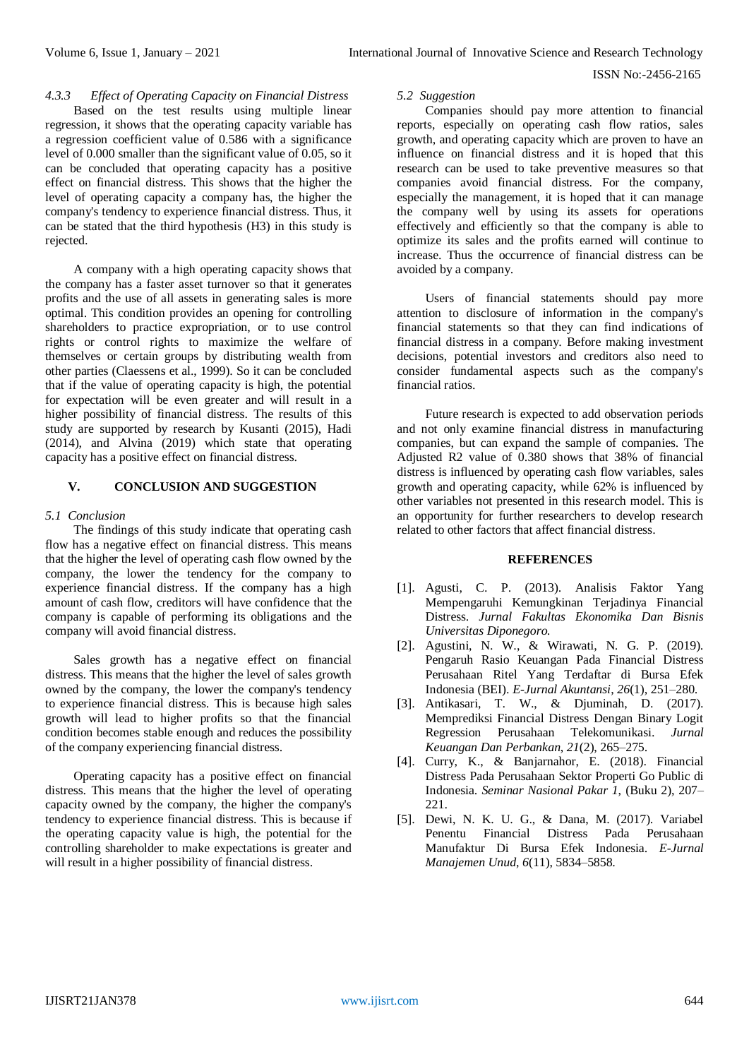#### 4.3.3 *Effect of Operating Capacity on Financial Distress*

Based on the test results using multiple linear regression, it shows that the operating capacity variable has a regression coefficient value of 0.586 with a significance level of 0.000 smaller than the significant value of 0.05, so it can be concluded that operating capacity has a positive effect on financial distress. This shows that the higher the level of operating capacity a company has, the higher the company's tendency to experience financial distress. Thus, it can be stated that the third hypothesis (H3) in this study is rejected.

A company with a high operating capacity shows that the company has a faster asset turnover so that it generates profits and the use of all assets in generating sales is more optimal. This condition provides an opening for controlling shareholders to practice expropriation, or to use control rights or control rights to maximize the welfare of themselves or certain groups by distributing wealth from other parties (Claessens et al., 1999). So it can be concluded that if the value of operating capacity is high, the potential for expectation will be even greater and will result in a higher possibility of financial distress. The results of this study are supported by research by Kusanti (2015), Hadi (2014), and Alvina (2019) which state that operating capacity has a positive effect on financial distress.

## V. CONCLUSION AND SUGGESTION

### 5.1 *Conclusion*

The findings of this study indicate that operating cash flow has a negative effect on financial distress. This means that the higher the level of operating cash flow owned by the company, the lower the tendency for the company to experience financial distress. If the company has a high amount of cash flow, creditors will have confidence that the company is capable of performing its obligations and the company will avoid financial distress.

Sales growth has a negative effect on financial distress. This means that the higher the level of sales growth owned by the company, the lower the company's tendency to experience financial distress. This is because high sales growth will lead to higher profits so that the financial condition becomes stable enough and reduces the possibility of the company experiencing financial distress.

Operating capacity has a positive effect on financial distress. This means that the higher the level of operating capacity owned by the company, the higher the company's tendency to experience financial distress. This is because if the operating capacity value is high, the potential for the controlling shareholder to make expectations is greater and will result in a higher possibility of financial distress.

### 5.2 *Suggestion*

Companies should pay more attention to financial reports, especially on operating cash flow ratios, sales growth, and operating capacity which are proven to have an influence on financial distress and it is hoped that this research can be used to take preventive measures so that companies avoid financial distress. For the company, especially the management, it is hoped that it can manage the company well by using its assets for operations effectively and efficiently so that the company is able to optimize its sales and the profits earned will continue to increase. Thus the occurrence of financial distress can be avoided by a company.

Users of financial statements should pay more attention to disclosure of information in the company's financial statements so that they can find indications of financial distress in a company. Before making investment decisions, potential investors and creditors also need to consider fundamental aspects such as the company's financial ratios.

Future research is expected to add observation periods and not only examine financial distress in manufacturing companies, but can expand the sample of companies. The Adjusted R2 value of 0.380 shows that 38% of financial distress is influenced by operating cash flow variables, sales growth and operating capacity, while 62% is influenced by other variables not presented in this research model. This is an opportunity for further researchers to develop research related to other factors that affect financial distress.

## REFERENCES

[1]. Agusti, C. P. (2013). Analisis Faktor Yang Mempengaruhi Kemungkinan Terjadinya Financial Distress. *Jurnal Fakultas Ekonomika Dan Bisnis Universitas Diponegoro.*

[2]. Agustini, N. W., & Wirawati, N. G. P. (2019). Pengaruh Rasio Keuangan Pada Financial Distress Perusahaan Ritel Yang Terdaftar di Bursa Efek Indonesia (BEI). *E-Jurnal Akuntansi*, *26*(1), 251–280.

[3]. Antikasari, T. W., & Djuminah, D. (2017). Memprediksi Financial Distress Dengan Binary Logit Regression Perusahaan Telekomunikasi. *Jurnal Keuangan Dan Perbankan*, *21*(2), 265–275.

[4]. Curry, K., & Banjarnahor, E. (2018). Financial Distress Pada Perusahaan Sektor Properti Go Public di Indonesia. *Seminar Nasional Pakar 1*, (Buku 2), 207–221.

[5]. Dewi, N. K. U. G., & Dana, M. (2017). Variabel Penentu Financial Distress Pada Perusahaan Manufaktur Di Bursa Efek Indonesia. *E-Jurnal Manajemen Unud*, *6*(11), 5834–5858.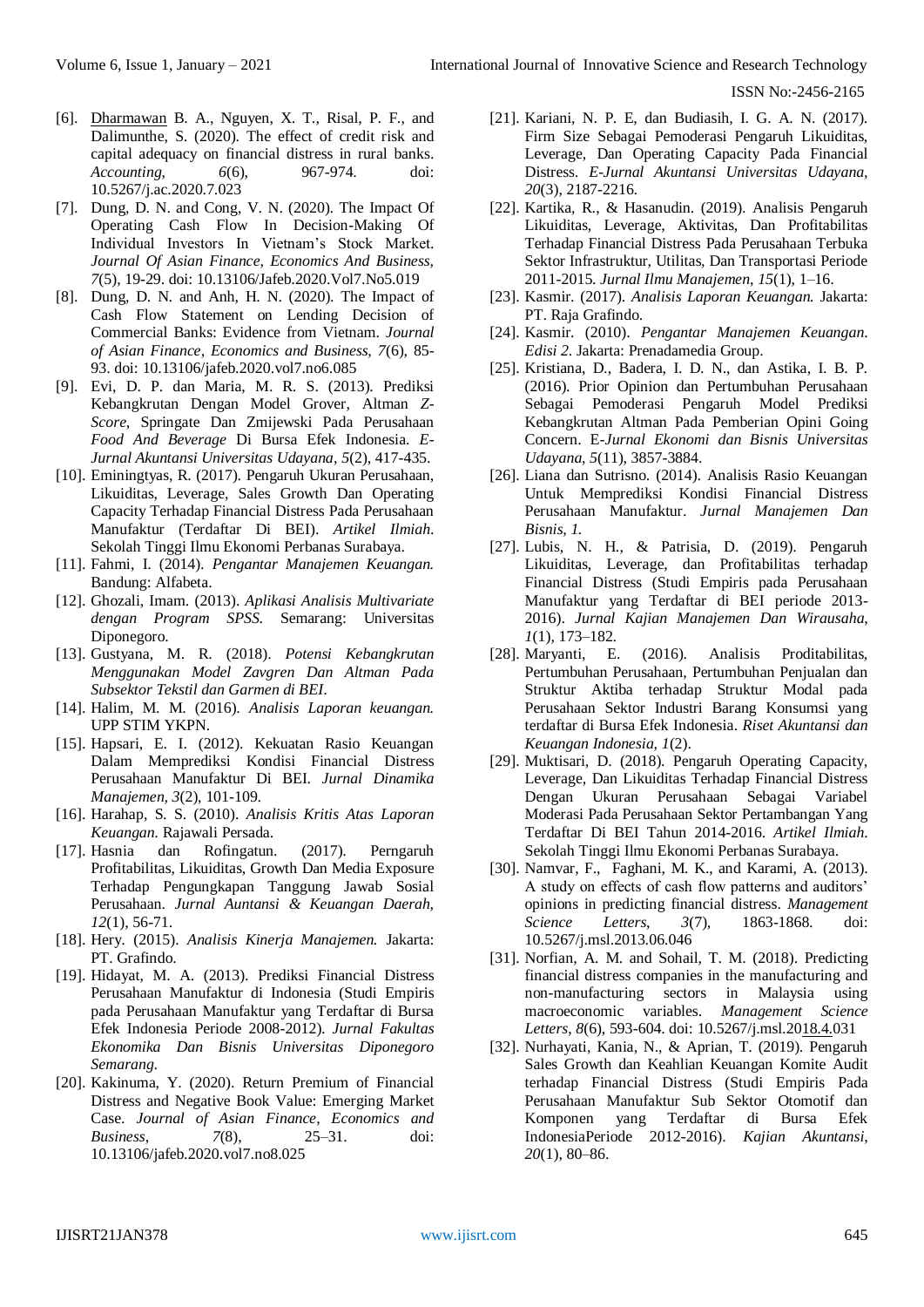[6]. Dharmawan B. A., Nguyen, X. T., Risal, P. F., and Dalimunthe, S. (2020). The effect of credit risk and capital adequacy on financial distress in rural banks. *Accounting*, *6*(6), 967-974. doi: 10.5267/j.ac.2020.7.023

[7]. Dung, D. N. and Cong, V. N. (2020). The Impact Of Operating Cash Flow In Decision-Making Of Individual Investors In Vietnam's Stock Market. *Journal Of Asian Finance, Economics And Business, 7*(5), 19-29. doi: 10.13106/Jafeb.2020.Vol7.No5.019

[8]. Dung, D. N. and Anh, H. N. (2020). The Impact of Cash Flow Statement on Lending Decision of Commercial Banks: Evidence from Vietnam. *Journal of Asian Finance, Economics and Business, 7*(6), 85-93. doi: 10.13106/jafeb.2020.vol7.no6.085

[9]. Evi, D. P. dan Maria, M. R. S. (2013). Prediksi Kebangkrutan Dengan Model Grover, Altman *Z-Score,* Springate Dan Zmijewski Pada Perusahaan *Food And Beverage* Di Bursa Efek Indonesia. *E-Jurnal Akuntansi Universitas Udayana*, *5*(2), 417-435.

[10]. Eminingtyas, R. (2017). Pengaruh Ukuran Perusahaan, Likuiditas, Leverage, Sales Growth Dan Operating Capacity Terhadap Financial Distress Pada Perusahaan Manufaktur (Terdaftar Di BEI). *Artikel Ilmiah*. Sekolah Tinggi Ilmu Ekonomi Perbanas Surabaya.

[11]. Fahmi, I. (2014). *Pengantar Manajemen Keuangan.* Bandung: Alfabeta.

[12]. Ghozali, Imam. (2013). *Aplikasi Analisis Multivariate dengan Program SPSS.* Semarang: Universitas Diponegoro.

[13]. Gustyana, M. R. (2018). *Potensi Kebangkrutan Menggunakan Model Zavgren Dan Altman Pada Subsektor Tekstil dan Garmen di BEI*.

[14]. Halim, M. M. (2016). *Analisis Laporan keuangan.* UPP STIM YKPN.

[15]. Hapsari, E. I. (2012). Kekuatan Rasio Keuangan Dalam Memprediksi Kondisi Financial Distress Perusahaan Manufaktur Di BEI. *Jurnal Dinamika Manajemen, 3*(2), 101-109.

[16]. Harahap, S. S. (2010). *Analisis Kritis Atas Laporan Keuangan.* Rajawali Persada.

[17]. Hasnia dan Rofingatun. (2017). Perngaruh Profitabilitas, Likuiditas, Growth Dan Media Exposure Terhadap Pengungkapan Tanggung Jawab Sosial Perusahaan. *Jurnal Auntansi & Keuangan Daerah, 12*(1), 56-71.

[18]. Hery. (2015). *Analisis Kinerja Manajemen.* Jakarta: PT. Grafindo.

[19]. Hidayat, M. A. (2013). Prediksi Financial Distress Perusahaan Manufaktur di Indonesia (Studi Empiris pada Perusahaan Manufaktur yang Terdaftar di Bursa Efek Indonesia Periode 2008-2012). *Jurnal Fakultas Ekonomika Dan Bisnis Universitas Diponegoro Semarang*.

[20]. Kakinuma, Y. (2020). Return Premium of Financial Distress and Negative Book Value: Emerging Market Case. *Journal of Asian Finance, Economics and Business*, *7*(8), 25–31. doi: 10.13106/jafeb.2020.vol7.no8.025

[21]. Kariani, N. P. E, dan Budiasih, I. G. A. N. (2017). Firm Size Sebagai Pemoderasi Pengaruh Likuiditas, Leverage, Dan Operating Capacity Pada Financial Distress. *E-Jurnal Akuntansi Universitas Udayana, 20*(3), 2187-2216.

[22]. Kartika, R., & Hasanudin. (2019). Analisis Pengaruh Likuiditas, Leverage, Aktivitas, Dan Profitabilitas Terhadap Financial Distress Pada Perusahaan Terbuka Sektor Infrastruktur, Utilitas, Dan Transportasi Periode 2011-2015. *Jurnal Ilmu Manajemen*, *15*(1), 1–16.

[23]. Kasmir. (2017). *Analisis Laporan Keuangan.* Jakarta: PT. Raja Grafindo.

[24]. Kasmir. (2010). *Pengantar Manajemen Keuangan. Edisi 2*. Jakarta: Prenadamedia Group.

[25]. Kristiana, D., Badera, I. D. N., dan Astika, I. B. P. (2016). Prior Opinion dan Pertumbuhan Perusahaan Sebagai Pemoderasi Pengaruh Model Prediksi Kebangkrutan Altman Pada Pemberian Opini Going Concern. E-*Jurnal Ekonomi dan Bisnis Universitas Udayana*, *5*(11), 3857-3884.

[26]. Liana dan Sutrisno. (2014). Analisis Rasio Keuangan Untuk Memprediksi Kondisi Financial Distress Perusahaan Manufaktur. *Jurnal Manajemen Dan Bisnis, 1.*

[27]. Lubis, N. H., & Patrisia, D. (2019). Pengaruh Likuiditas, Leverage, dan Profitabilitas terhadap Financial Distress (Studi Empiris pada Perusahaan Manufaktur yang Terdaftar di BEI periode 2013-2016). *Jurnal Kajian Manajemen Dan Wirausaha, 1*(1), 173–182.

[28]. Maryanti, E. (2016). Analisis Proditabilitas, Pertumbuhan Perusahaan, Pertumbuhan Penjualan dan Struktur Aktiba terhadap Struktur Modal pada Perusahaan Sektor Industri Barang Konsumsi yang terdaftar di Bursa Efek Indonesia. *Riset Akuntansi dan Keuangan Indonesia, 1*(2).

[29]. Muktisari, D. (2018). Pengaruh Operating Capacity, Leverage, Dan Likuiditas Terhadap Financial Distress Dengan Ukuran Perusahaan Sebagai Variabel Moderasi Pada Perusahaan Sektor Pertambangan Yang Terdaftar Di BEI Tahun 2014-2016. *Artikel Ilmiah*. Sekolah Tinggi Ilmu Ekonomi Perbanas Surabaya.

[30]. Namvar, F., Faghani, M. K., and Karami, A. (2013). A study on effects of cash flow patterns and auditors' opinions in predicting financial distress. *Management Science Letters*, *3*(7), 1863-1868. doi: 10.5267/j.msl.2013.06.046

[31]. Norfian, A. M. and Sohail, T. M. (2018). Predicting financial distress companies in the manufacturing and non-manufacturing sectors in Malaysia using macroeconomic variables. *Management Science Letters*, *8*(6), 593-604. doi: 10.5267/j.msl.2018.4.031

[32]. Nurhayati, Kania, N., & Aprian, T. (2019). Pengaruh Sales Growth dan Keahlian Keuangan Komite Audit terhadap Financial Distress (Studi Empiris Pada Perusahaan Manufaktur Sub Sektor Otomotif dan Komponen yang Terdaftar di Bursa Efek IndonesiaPeriode 2012-2016). *Kajian Akuntansi*, *20*(1), 80–86.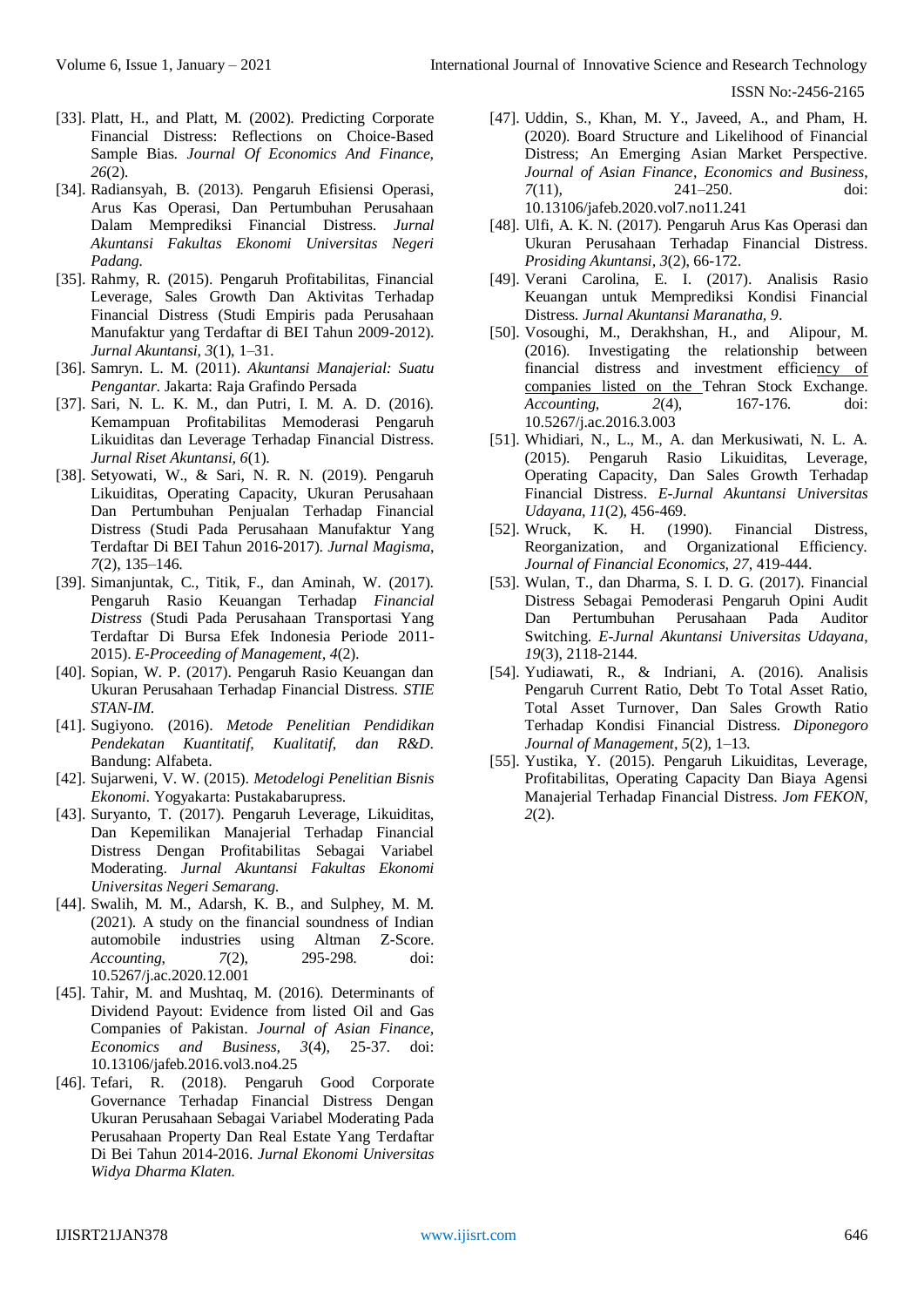[33]. Platt, H., and Platt, M. (2002). Predicting Corporate Financial Distress: Reflections on Choice-Based Sample Bias. *Journal Of Economics And Finance, 26*(2).

[34]. Radiansyah, B. (2013). Pengaruh Efisiensi Operasi, Arus Kas Operasi, Dan Pertumbuhan Perusahaan Dalam Memprediksi Financial Distress. *Jurnal Akuntansi Fakultas Ekonomi Universitas Negeri Padang.*

[35]. Rahmy, R. (2015). Pengaruh Profitabilitas, Financial Leverage, Sales Growth Dan Aktivitas Terhadap Financial Distress (Studi Empiris pada Perusahaan Manufaktur yang Terdaftar di BEI Tahun 2009-2012). *Jurnal Akuntansi, 3*(1), 1–31.

[36]. Samryn. L. M. (2011). *Akuntansi Manajerial: Suatu Pengantar.* Jakarta: Raja Grafindo Persada

[37]. Sari, N. L. K. M., dan Putri, I. M. A. D. (2016). Kemampuan Profitabilitas Memoderasi Pengaruh Likuiditas dan Leverage Terhadap Financial Distress. *Jurnal Riset Akuntansi, 6*(1).

[38]. Setyowati, W., & Sari, N. R. N. (2019). Pengaruh Likuiditas, Operating Capacity, Ukuran Perusahaan Dan Pertumbuhan Penjualan Terhadap Financial Distress (Studi Pada Perusahaan Manufaktur Yang Terdaftar Di BEI Tahun 2016-2017). *Jurnal Magisma, 7*(2), 135–146.

[39]. Simanjuntak, C., Titik, F., dan Aminah, W. (2017). Pengaruh Rasio Keuangan Terhadap *Financial Distress* (Studi Pada Perusahaan Transportasi Yang Terdaftar Di Bursa Efek Indonesia Periode 2011-2015). *E-Proceeding of Management, 4*(2).

[40]. Sopian, W. P. (2017). Pengaruh Rasio Keuangan dan Ukuran Perusahaan Terhadap Financial Distress. *STIE STAN-IM.*

[41]. Sugiyono. (2016). *Metode Penelitian Pendidikan Pendekatan Kuantitatif, Kualitatif, dan R&D.* Bandung: Alfabeta.

[42]. Sujarweni, V. W. (2015). *Metodelogi Penelitian Bisnis Ekonomi.* Yogyakarta: Pustakabarupress.

[43]. Suryanto, T. (2017). Pengaruh Leverage, Likuiditas, Dan Kepemilikan Manajerial Terhadap Financial Distress Dengan Profitabilitas Sebagai Variabel Moderating. *Jurnal Akuntansi Fakultas Ekonomi Universitas Negeri Semarang.*

[44]. Swalih, M. M., Adarsh, K. B., and Sulphey, M. M. (2021). A study on the financial soundness of Indian automobile industries using Altman Z-Score. *Accounting, 7*(2), 295-298. doi: 10.5267/j.ac.2020.12.001

[45]. Tahir, M. and Mushtaq, M. (2016). Determinants of Dividend Payout: Evidence from listed Oil and Gas Companies of Pakistan. *Journal of Asian Finance, Economics and Business, 3*(4), 25-37. doi: 10.13106/jafeb.2016.vol3.no4.25

[46]. Tefari, R. (2018). Pengaruh Good Corporate Governance Terhadap Financial Distress Dengan Ukuran Perusahaan Sebagai Variabel Moderating Pada Perusahaan Property Dan Real Estate Yang Terdaftar Di Bei Tahun 2014-2016. *Jurnal Ekonomi Universitas Widya Dharma Klaten.*

[47]. Uddin, S., Khan, M. Y., Javeed, A., and Pham, H. (2020). Board Structure and Likelihood of Financial Distress; An Emerging Asian Market Perspective. *Journal of Asian Finance, Economics and Business, 7*(11), 241–250. doi: 10.13106/jafeb.2020.vol7.no11.241

[48]. Ulfi, A. K. N. (2017). Pengaruh Arus Kas Operasi dan Ukuran Perusahaan Terhadap Financial Distress. *Prosiding Akuntansi, 3*(2), 66-172.

[49]. Verani Carolina, E. I. (2017). Analisis Rasio Keuangan untuk Memprediksi Kondisi Financial Distress. *Jurnal Akuntansi Maranatha, 9*.

[50]. Vosoughi, M., Derakhshan, H., and Alipour, M. (2016). Investigating the relationship between financial distress and investment efficiency of companies listed on the Tehran Stock Exchange. *Accounting, 2*(4), 167-176. doi: 10.5267/j.ac.2016.3.003

[51]. Whidiari, N., L., M., A. dan Merkusiwati, N. L. A. (2015). Pengaruh Rasio Likuiditas, Leverage, Operating Capacity, Dan Sales Growth Terhadap Financial Distress. *E-Jurnal Akuntansi Universitas Udayana, 11*(2), 456-469.

[52]. Wruck, K. H. (1990). Financial Distress, Reorganization, and Organizational Efficiency. *Journal of Financial Economics, 27*, 419-444.

[53]. Wulan, T., dan Dharma, S. I. D. G. (2017). Financial Distress Sebagai Pemoderasi Pengaruh Opini Audit Dan Pertumbuhan Perusahaan Pada Auditor Switching. *E-Jurnal Akuntansi Universitas Udayana, 19*(3), 2118-2144.

[54]. Yudiawati, R., & Indriani, A. (2016). Analisis Pengaruh Current Ratio, Debt To Total Asset Ratio, Total Asset Turnover, Dan Sales Growth Ratio Terhadap Kondisi Financial Distress. *Diponegoro Journal of Management, 5*(2), 1–13.

[55]. Yustika, Y. (2015). Pengaruh Likuiditas, Leverage, Profitabilitas, Operating Capacity Dan Biaya Agensi Manajerial Terhadap Financial Distress. *Jom FEKON, 2*(2).